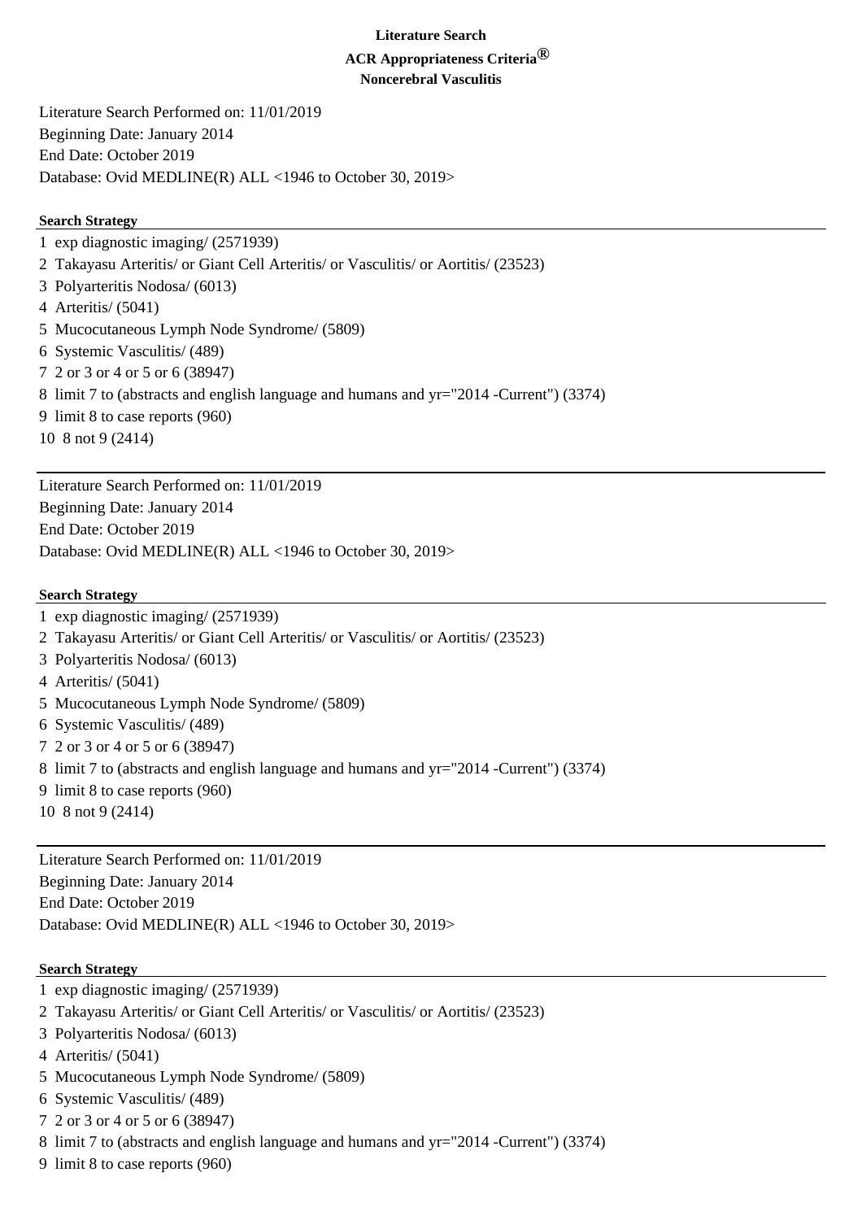**Literature Search**

**ACR Appropriateness Criteria®**

**Noncerebral Vasculitis**

Literature Search Performed on: 11/01/2019
Beginning Date: January 2014
End Date: October 2019
Database: Ovid MEDLINE(R) ALL <1946 to October 30, 2019>

**Search Strategy**

1 exp diagnostic imaging/ (2571939)
2 Takayasu Arteritis/ or Giant Cell Arteritis/ or Vasculitis/ or Aortitis/ (23523)
3 Polyarteritis Nodosa/ (6013)
4 Arteritis/ (5041)
5 Mucocutaneous Lymph Node Syndrome/ (5809)
6 Systemic Vasculitis/ (489)
7 2 or 3 or 4 or 5 or 6 (38947)
8 limit 7 to (abstracts and english language and humans and yr="2014 -Current") (3374)
9 limit 8 to case reports (960)
10 8 not 9 (2414)

---

Literature Search Performed on: 11/01/2019
Beginning Date: January 2014
End Date: October 2019
Database: Ovid MEDLINE(R) ALL <1946 to October 30, 2019>

**Search Strategy**

1 exp diagnostic imaging/ (2571939)
2 Takayasu Arteritis/ or Giant Cell Arteritis/ or Vasculitis/ or Aortitis/ (23523)
3 Polyarteritis Nodosa/ (6013)
4 Arteritis/ (5041)
5 Mucocutaneous Lymph Node Syndrome/ (5809)
6 Systemic Vasculitis/ (489)
7 2 or 3 or 4 or 5 or 6 (38947)
8 limit 7 to (abstracts and english language and humans and yr="2014 -Current") (3374)
9 limit 8 to case reports (960)
10 8 not 9 (2414)

---

Literature Search Performed on: 11/01/2019
Beginning Date: January 2014
End Date: October 2019
Database: Ovid MEDLINE(R) ALL <1946 to October 30, 2019>

**Search Strategy**

1 exp diagnostic imaging/ (2571939)
2 Takayasu Arteritis/ or Giant Cell Arteritis/ or Vasculitis/ or Aortitis/ (23523)
3 Polyarteritis Nodosa/ (6013)
4 Arteritis/ (5041)
5 Mucocutaneous Lymph Node Syndrome/ (5809)
6 Systemic Vasculitis/ (489)
7 2 or 3 or 4 or 5 or 6 (38947)
8 limit 7 to (abstracts and english language and humans and yr="2014 -Current") (3374)
9 limit 8 to case reports (960)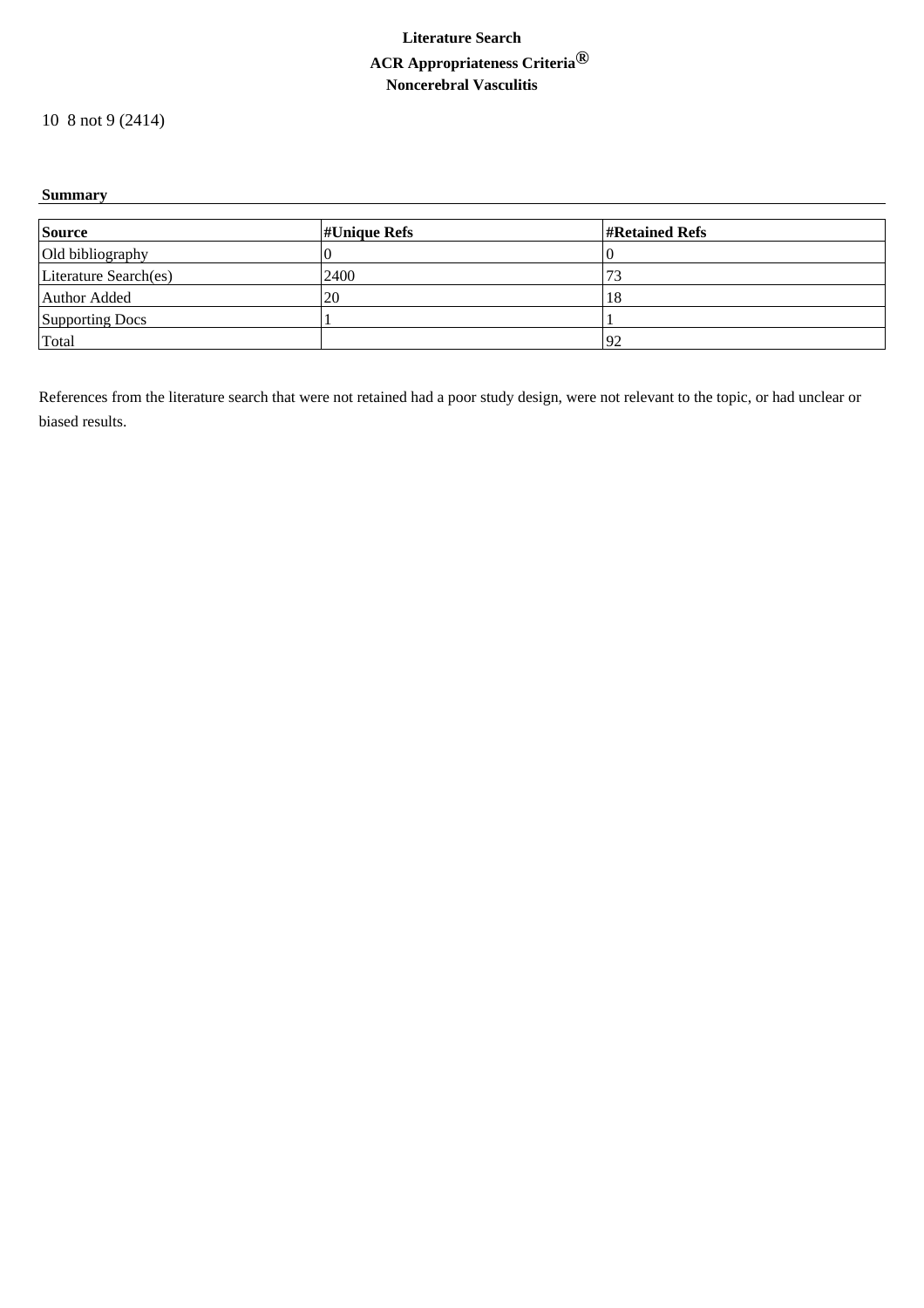**Literature Search**

**ACR Appropriateness Criteria®**

**Noncerebral Vasculitis**

10 8 not 9 (2414)

**Summary**

| Source | #Unique Refs | #Retained Refs |
|---|---|---|
| Old bibliography | 0 | 0 |
| Literature Search(es) | 2400 | 73 |
| Author Added | 20 | 18 |
| Supporting Docs | 1 | 1 |
| Total | | 92 |

References from the literature search that were not retained had a poor study design, were not relevant to the topic, or had unclear or biased results.